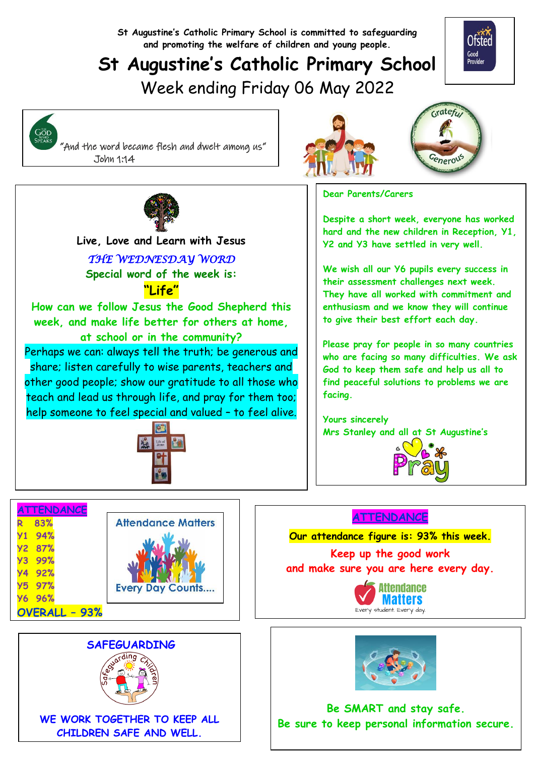St Augustine's Catholic Primary School is committed to safeguarding and promoting the welfare of children and young people.

# St Augustine's Catholic Primary School

## Week ending Friday 06 May 2022

Ofsted Good Provider

"And the word became flesh and dwelt among us"
John 1:14

Grateful Generous

**Live, Love and Learn with Jesus**

*THE WEDNESDAY WORD*

**Special word of the week is:**

**"Life"**

**How can we follow Jesus the Good Shepherd this week, and make life better for others at home, at school or in the community?**

Perhaps we can: always tell the truth; be generous and share; listen carefully to wise parents, teachers and other good people; show our gratitude to all those who teach and lead us through life, and pray for them too; help someone to feel special and valued – to feel alive.

Dear Parents/Carers

Despite a short week, everyone has worked hard and the new children in Reception, Y1, Y2 and Y3 have settled in very well.

We wish all our Y6 pupils every success in their assessment challenges next week. They have all worked with commitment and enthusiasm and we know they will continue to give their best effort each day.

Please pray for people in so many countries who are facing so many difficulties. We ask God to keep them safe and help us all to find peaceful solutions to problems we are facing.

Yours sincerely
Mrs Stanley and all at St Augustine's

Pray

**ATTENDANCE**

| Class | Attendance |
|---|---|
| R | 83% |
| Y1 | 94% |
| Y2 | 87% |
| Y3 | 99% |
| Y4 | 92% |
| Y5 | 97% |
| Y6 | 96% |
| **OVERALL** | **93%** |

Attendance Matters
Every Day Counts....

**ATTENDANCE**

**Our attendance figure is: 93% this week.**

**Keep up the good work and make sure you are here every day.**

Attendance Matters
Every student. Every day.

**SAFEGUARDING**

**WE WORK TOGETHER TO KEEP ALL CHILDREN SAFE AND WELL.**

**Be SMART and stay safe.**
**Be sure to keep personal information secure.**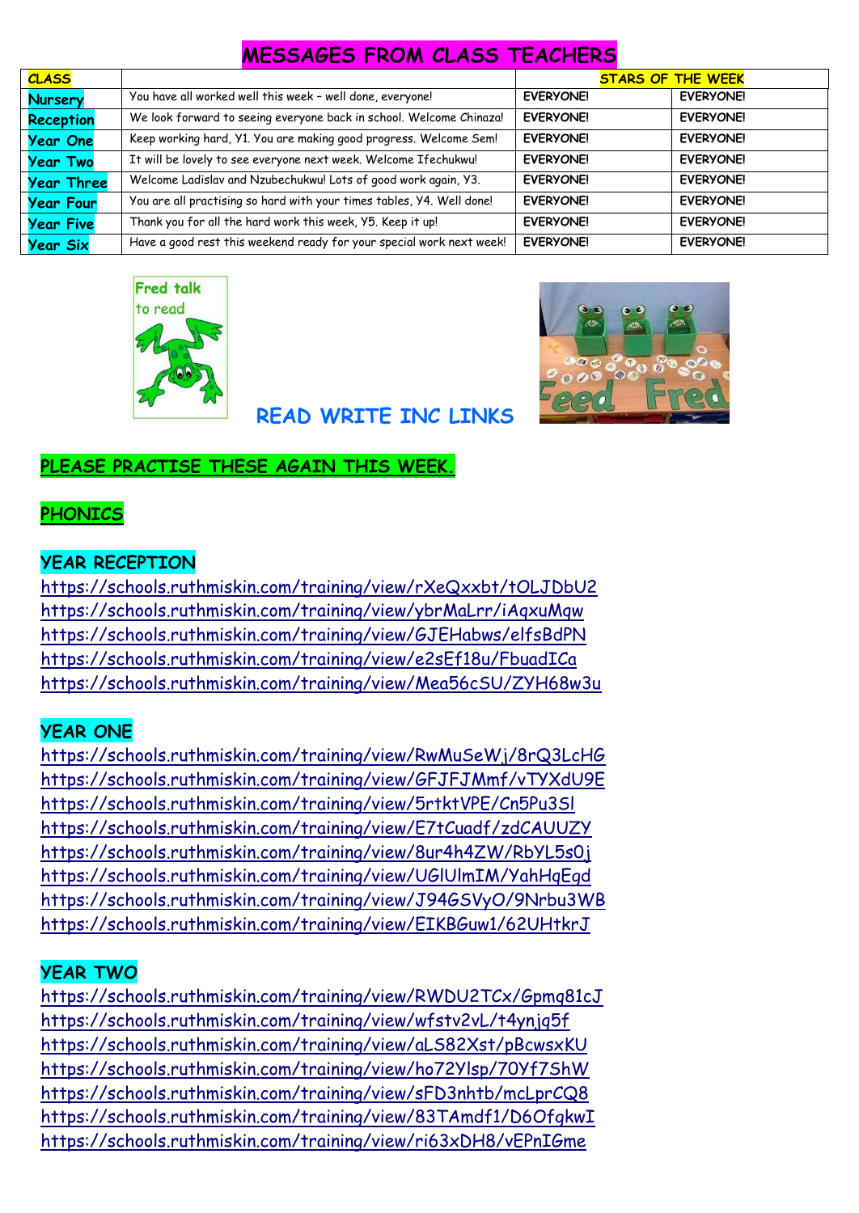# MESSAGES FROM CLASS TEACHERS

| CLASS | | STARS OF THE WEEK | |
|---|---|---|---|
| Nursery | You have all worked well this week – well done, everyone! | EVERYONE! | EVERYONE! |
| Reception | We look forward to seeing everyone back in school. Welcome Chinaza! | EVERYONE! | EVERYONE! |
| Year One | Keep working hard, Y1. You are making good progress. Welcome Sem! | EVERYONE! | EVERYONE! |
| Year Two | It will be lovely to see everyone next week. Welcome Ifechukwu! | EVERYONE! | EVERYONE! |
| Year Three | Welcome Ladislav and Nzubechukwu! Lots of good work again, Y3. | EVERYONE! | EVERYONE! |
| Year Four | You are all practising so hard with your times tables, Y4. Well done! | EVERYONE! | EVERYONE! |
| Year Five | Thank you for all the hard work this week, Y5. Keep it up! | EVERYONE! | EVERYONE! |
| Year Six | Have a good rest this weekend ready for your special work next week! | EVERYONE! | EVERYONE! |

Fred talk to read

## READ WRITE INC LINKS

Feed Fred

## PLEASE PRACTISE THESE AGAIN THIS WEEK.

## PHONICS

### YEAR RECEPTION

https://schools.ruthmiskin.com/training/view/rXeQxxbt/tOLJDbU2
https://schools.ruthmiskin.com/training/view/ybrMaLrr/iAqxuMqw
https://schools.ruthmiskin.com/training/view/GJEHabws/elfsBdPN
https://schools.ruthmiskin.com/training/view/e2sEf18u/FbuadICa
https://schools.ruthmiskin.com/training/view/Mea56cSU/ZYH68w3u

### YEAR ONE

https://schools.ruthmiskin.com/training/view/RwMuSeWj/8rQ3LcHG
https://schools.ruthmiskin.com/training/view/GFJFJMmf/vTYXdU9E
https://schools.ruthmiskin.com/training/view/5rtktVPE/Cn5Pu3Sl
https://schools.ruthmiskin.com/training/view/E7tCuadf/zdCAUUZY
https://schools.ruthmiskin.com/training/view/8ur4h4ZW/RbYL5s0j
https://schools.ruthmiskin.com/training/view/UGlUlmIM/YahHqEgd
https://schools.ruthmiskin.com/training/view/J94GSVyO/9Nrbu3WB
https://schools.ruthmiskin.com/training/view/EIKBGuw1/62UHtkrJ

### YEAR TWO

https://schools.ruthmiskin.com/training/view/RWDU2TCx/Gpmq81cJ
https://schools.ruthmiskin.com/training/view/wfstv2vL/t4ynjq5f
https://schools.ruthmiskin.com/training/view/aLS82Xst/pBcwsxKU
https://schools.ruthmiskin.com/training/view/ho72Ylsp/70Yf7ShW
https://schools.ruthmiskin.com/training/view/sFD3nhtb/mcLprCQ8
https://schools.ruthmiskin.com/training/view/83TAmdf1/D6OfqkwI
https://schools.ruthmiskin.com/training/view/ri63xDH8/vEPnIGme